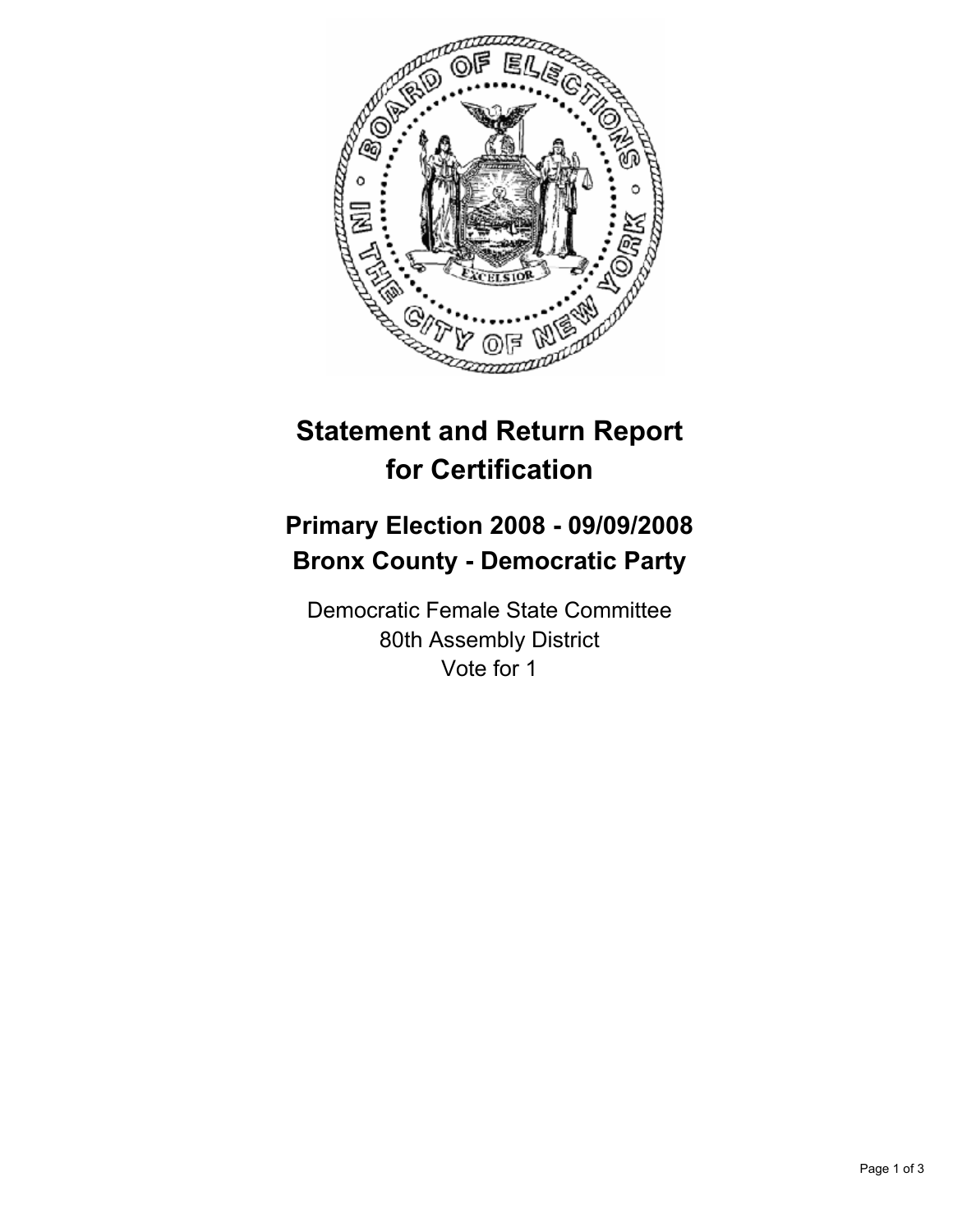# Statement and Return Report for Certification

## Primary Election 2008 - 09/09/2008
## Bronx County - Democratic Party

Democratic Female State Committee
80th Assembly District
Vote for 1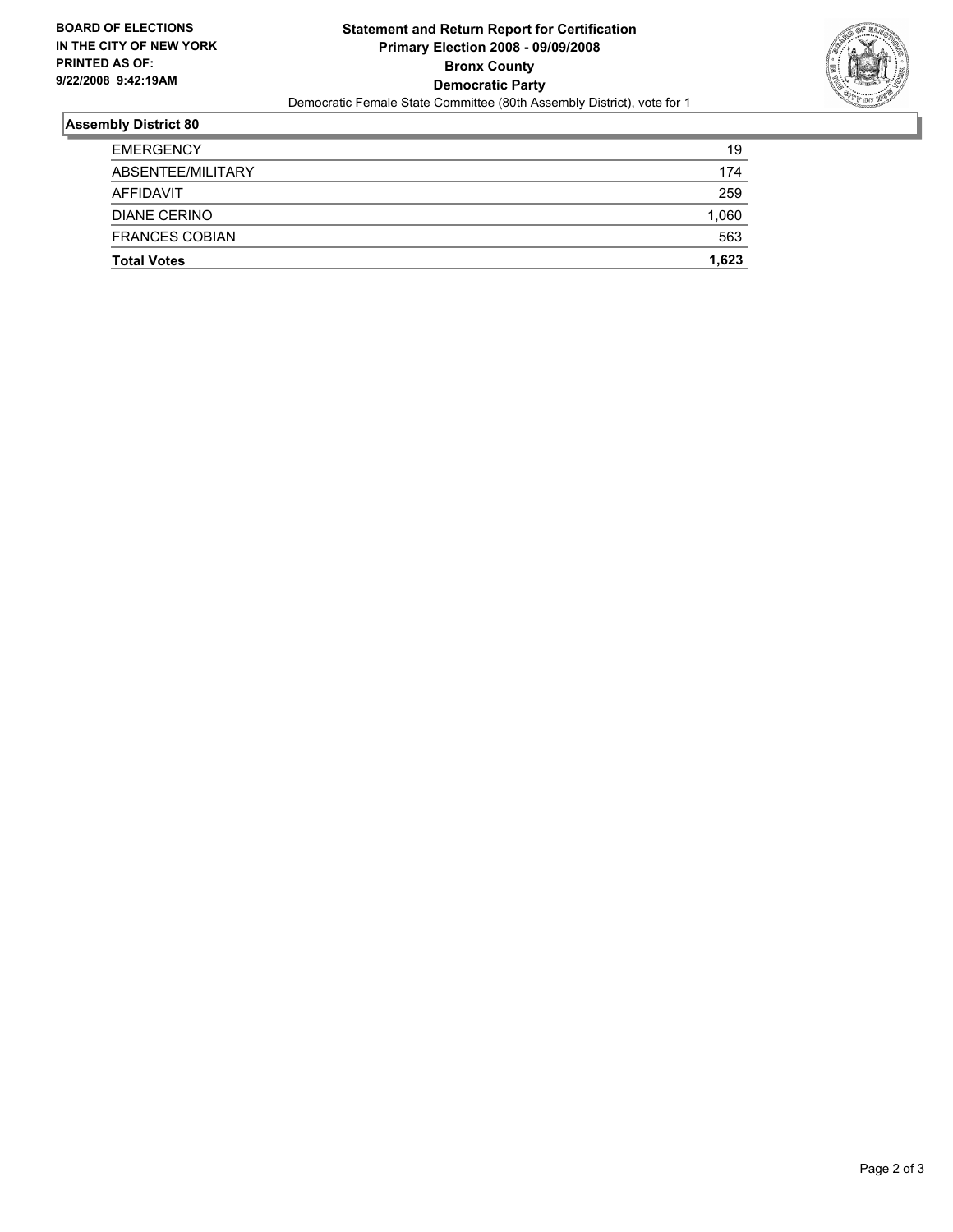**BOARD OF ELECTIONS IN THE CITY OF NEW YORK PRINTED AS OF: 9/22/2008 9:42:19AM**

# Statement and Return Report for Certification
## Primary Election 2008 - 09/09/2008
## Bronx County
## Democratic Party

Democratic Female State Committee (80th Assembly District), vote for 1

### Assembly District 80

| | |
|---|---|
| EMERGENCY | 19 |
| ABSENTEE/MILITARY | 174 |
| AFFIDAVIT | 259 |
| DIANE CERINO | 1,060 |
| FRANCES COBIAN | 563 |
| **Total Votes** | **1,623** |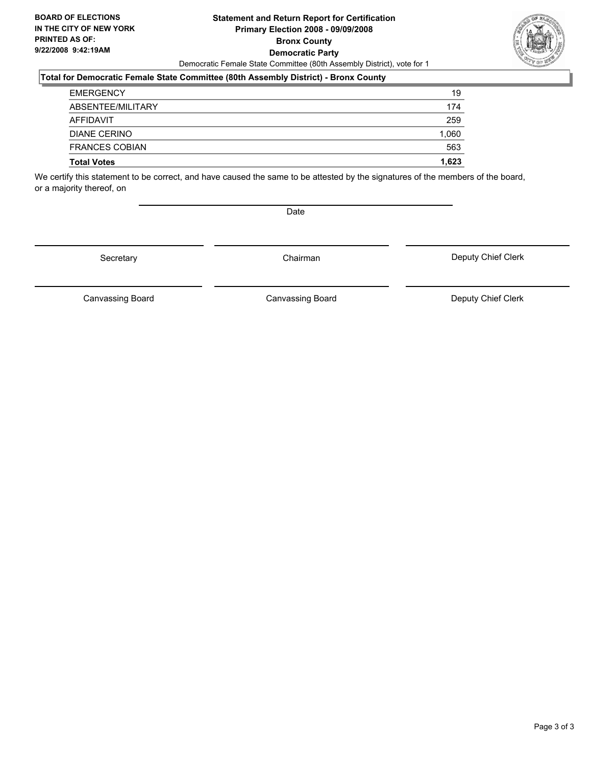**BOARD OF ELECTIONS IN THE CITY OF NEW YORK PRINTED AS OF: 9/22/2008 9:42:19AM**

**Statement and Return Report for Certification**
**Primary Election 2008 - 09/09/2008**
**Bronx County**
**Democratic Party**

Democratic Female State Committee (80th Assembly District), vote for 1

**Total for Democratic Female State Committee (80th Assembly District) - Bronx County**

| | |
|---|---|
| EMERGENCY | 19 |
| ABSENTEE/MILITARY | 174 |
| AFFIDAVIT | 259 |
| DIANE CERINO | 1,060 |
| FRANCES COBIAN | 563 |
| **Total Votes** | **1,623** |

We certify this statement to be correct, and have caused the same to be attested by the signatures of the members of the board, or a majority thereof, on

Date

Secretary | Chairman | Deputy Chief Clerk

Canvassing Board | Canvassing Board | Deputy Chief Clerk